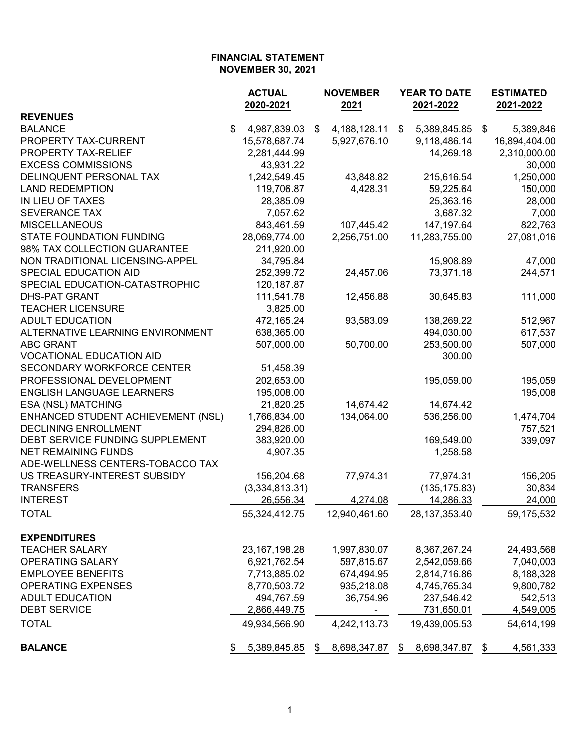# FINANCIAL STATEMENT
## NOVEMBER 30, 2021

| | ACTUAL 2020-2021 | NOVEMBER 2021 | YEAR TO DATE 2021-2022 | ESTIMATED 2021-2022 |
|---|---|---|---|---|
| **REVENUES** | | | | |
| BALANCE | $ 4,987,839.03 | $ 4,188,128.11 | $ 5,389,845.85 | $ 5,389,846 |
| PROPERTY TAX-CURRENT | 15,578,687.74 | 5,927,676.10 | 9,118,486.14 | 16,894,404.00 |
| PROPERTY TAX-RELIEF | 2,281,444.99 | | 14,269.18 | 2,310,000.00 |
| EXCESS COMMISSIONS | 43,931.22 | | | 30,000 |
| DELINQUENT PERSONAL TAX | 1,242,549.45 | 43,848.82 | 215,616.54 | 1,250,000 |
| LAND REDEMPTION | 119,706.87 | 4,428.31 | 59,225.64 | 150,000 |
| IN LIEU OF TAXES | 28,385.09 | | 25,363.16 | 28,000 |
| SEVERANCE TAX | 7,057.62 | | 3,687.32 | 7,000 |
| MISCELLANEOUS | 843,461.59 | 107,445.42 | 147,197.64 | 822,763 |
| STATE FOUNDATION FUNDING | 28,069,774.00 | 2,256,751.00 | 11,283,755.00 | 27,081,016 |
| 98% TAX COLLECTION GUARANTEE | 211,920.00 | | | |
| NON TRADITIONAL LICENSING-APPEL | 34,795.84 | | 15,908.89 | 47,000 |
| SPECIAL EDUCATION AID | 252,399.72 | 24,457.06 | 73,371.18 | 244,571 |
| SPECIAL EDUCATION-CATASTROPHIC | 120,187.87 | | | |
| DHS-PAT GRANT | 111,541.78 | 12,456.88 | 30,645.83 | 111,000 |
| TEACHER LICENSURE | 3,825.00 | | | |
| ADULT EDUCATION | 472,165.24 | 93,583.09 | 138,269.22 | 512,967 |
| ALTERNATIVE LEARNING ENVIRONMENT | 638,365.00 | | 494,030.00 | 617,537 |
| ABC GRANT | 507,000.00 | 50,700.00 | 253,500.00 | 507,000 |
| VOCATIONAL EDUCATION AID | | | 300.00 | |
| SECONDARY WORKFORCE CENTER | 51,458.39 | | | |
| PROFESSIONAL DEVELOPMENT | 202,653.00 | | 195,059.00 | 195,059 |
| ENGLISH LANGUAGE LEARNERS | 195,008.00 | | | 195,008 |
| ESA (NSL) MATCHING | 21,820.25 | 14,674.42 | 14,674.42 | |
| ENHANCED STUDENT ACHIEVEMENT (NSL) | 1,766,834.00 | 134,064.00 | 536,256.00 | 1,474,704 |
| DECLINING ENROLLMENT | 294,826.00 | | | 757,521 |
| DEBT SERVICE FUNDING SUPPLEMENT | 383,920.00 | | 169,549.00 | 339,097 |
| NET REMAINING FUNDS | 4,907.35 | | 1,258.58 | |
| ADE-WELLNESS CENTERS-TOBACCO TAX | | | | |
| US TREASURY-INTEREST SUBSIDY | 156,204.68 | 77,974.31 | 77,974.31 | 156,205 |
| TRANSFERS | (3,334,813.31) | | (135,175.83) | 30,834 |
| INTEREST | 26,556.34 | 4,274.08 | 14,286.33 | 24,000 |
| TOTAL | 55,324,412.75 | 12,940,461.60 | 28,137,353.40 | 59,175,532 |
| **EXPENDITURES** | | | | |
| TEACHER SALARY | 23,167,198.28 | 1,997,830.07 | 8,367,267.24 | 24,493,568 |
| OPERATING SALARY | 6,921,762.54 | 597,815.67 | 2,542,059.66 | 7,040,003 |
| EMPLOYEE BENEFITS | 7,713,885.02 | 674,494.95 | 2,814,716.86 | 8,188,328 |
| OPERATING EXPENSES | 8,770,503.72 | 935,218.08 | 4,745,765.34 | 9,800,782 |
| ADULT EDUCATION | 494,767.59 | 36,754.96 | 237,546.42 | 542,513 |
| DEBT SERVICE | 2,866,449.75 | - | 731,650.01 | 4,549,005 |
| TOTAL | 49,934,566.90 | 4,242,113.73 | 19,439,005.53 | 54,614,199 |
| **BALANCE** | $ 5,389,845.85 | $ 8,698,347.87 | $ 8,698,347.87 | $ 4,561,333 |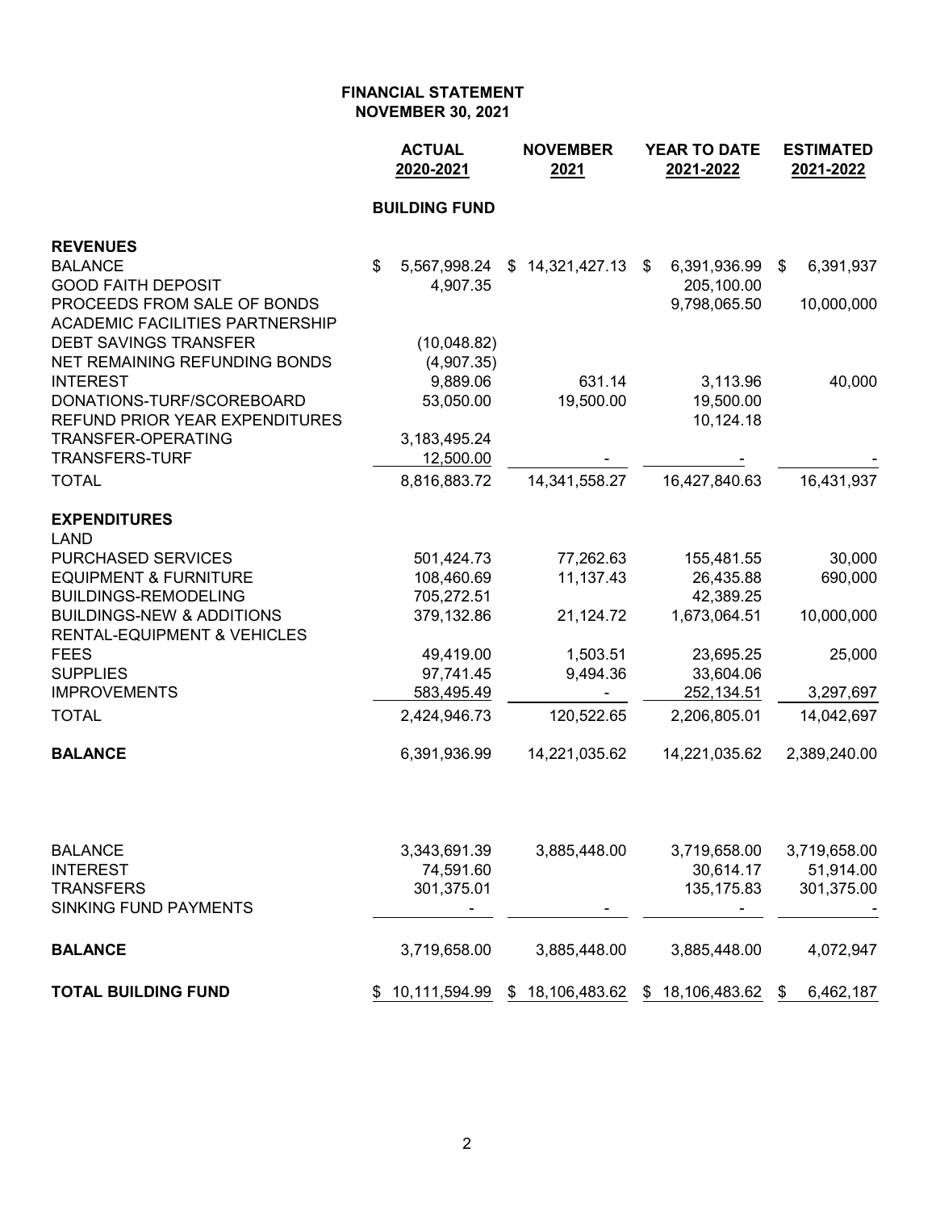# FINANCIAL STATEMENT
## NOVEMBER 30, 2021

### BUILDING FUND

| | ACTUAL 2020-2021 | NOVEMBER 2021 | YEAR TO DATE 2021-2022 | ESTIMATED 2021-2022 |
|---|---|---|---|---|
| **REVENUES** | | | | |
| BALANCE | $ 5,567,998.24 | $ 14,321,427.13 | $ 6,391,936.99 | $ 6,391,937 |
| GOOD FAITH DEPOSIT | 4,907.35 | | 205,100.00 | |
| PROCEEDS FROM SALE OF BONDS | | | 9,798,065.50 | 10,000,000 |
| ACADEMIC FACILITIES PARTNERSHIP | | | | |
| DEBT SAVINGS TRANSFER | (10,048.82) | | | |
| NET REMAINING REFUNDING BONDS | (4,907.35) | | | |
| INTEREST | 9,889.06 | 631.14 | 3,113.96 | 40,000 |
| DONATIONS-TURF/SCOREBOARD | 53,050.00 | 19,500.00 | 19,500.00 | |
| REFUND PRIOR YEAR EXPENDITURES | | | 10,124.18 | |
| TRANSFER-OPERATING | 3,183,495.24 | | | |
| TRANSFERS-TURF | 12,500.00 | - | - | - |
| TOTAL | 8,816,883.72 | 14,341,558.27 | 16,427,840.63 | 16,431,937 |
| **EXPENDITURES** | | | | |
| LAND | | | | |
| PURCHASED SERVICES | 501,424.73 | 77,262.63 | 155,481.55 | 30,000 |
| EQUIPMENT & FURNITURE | 108,460.69 | 11,137.43 | 26,435.88 | 690,000 |
| BUILDINGS-REMODELING | 705,272.51 | | 42,389.25 | |
| BUILDINGS-NEW & ADDITIONS | 379,132.86 | 21,124.72 | 1,673,064.51 | 10,000,000 |
| RENTAL-EQUIPMENT & VEHICLES | | | | |
| FEES | 49,419.00 | 1,503.51 | 23,695.25 | 25,000 |
| SUPPLIES | 97,741.45 | 9,494.36 | 33,604.06 | |
| IMPROVEMENTS | 583,495.49 | - | 252,134.51 | 3,297,697 |
| TOTAL | 2,424,946.73 | 120,522.65 | 2,206,805.01 | 14,042,697 |
| **BALANCE** | 6,391,936.99 | 14,221,035.62 | 14,221,035.62 | 2,389,240.00 |
| | | | | |
| BALANCE | 3,343,691.39 | 3,885,448.00 | 3,719,658.00 | 3,719,658.00 |
| INTEREST | 74,591.60 | | 30,614.17 | 51,914.00 |
| TRANSFERS | 301,375.01 | | 135,175.83 | 301,375.00 |
| SINKING FUND PAYMENTS | - | - | - | - |
| **BALANCE** | 3,719,658.00 | 3,885,448.00 | 3,885,448.00 | 4,072,947 |
| **TOTAL BUILDING FUND** | $ 10,111,594.99 | $ 18,106,483.62 | $ 18,106,483.62 | $ 6,462,187 |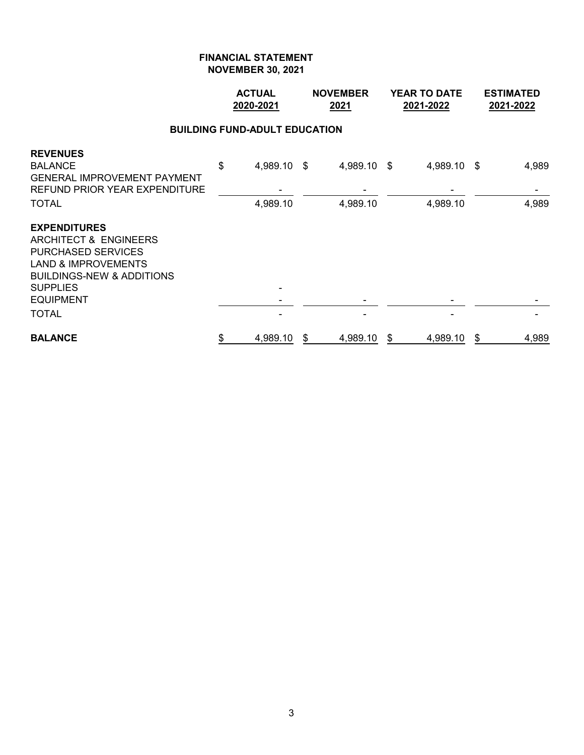**FINANCIAL STATEMENT**
**NOVEMBER 30, 2021**

**BUILDING FUND-ADULT EDUCATION**

| | ACTUAL 2020-2021 | NOVEMBER 2021 | YEAR TO DATE 2021-2022 | ESTIMATED 2021-2022 |
|---|---|---|---|---|
| **REVENUES** | | | | |
| BALANCE | $ 4,989.10 | $ 4,989.10 | $ 4,989.10 | $ 4,989 |
| GENERAL IMPROVEMENT PAYMENT | | | | |
| REFUND PRIOR YEAR EXPENDITURE | - | - | - | - |
| TOTAL | 4,989.10 | 4,989.10 | 4,989.10 | 4,989 |
| **EXPENDITURES** | | | | |
| ARCHITECT & ENGINEERS | | | | |
| PURCHASED SERVICES | | | | |
| LAND & IMPROVEMENTS | | | | |
| BUILDINGS-NEW & ADDITIONS | | | | |
| SUPPLIES | - | | | |
| EQUIPMENT | - | - | - | - |
| TOTAL | - | - | - | - |
| **BALANCE** | $ 4,989.10 | $ 4,989.10 | $ 4,989.10 | $ 4,989 |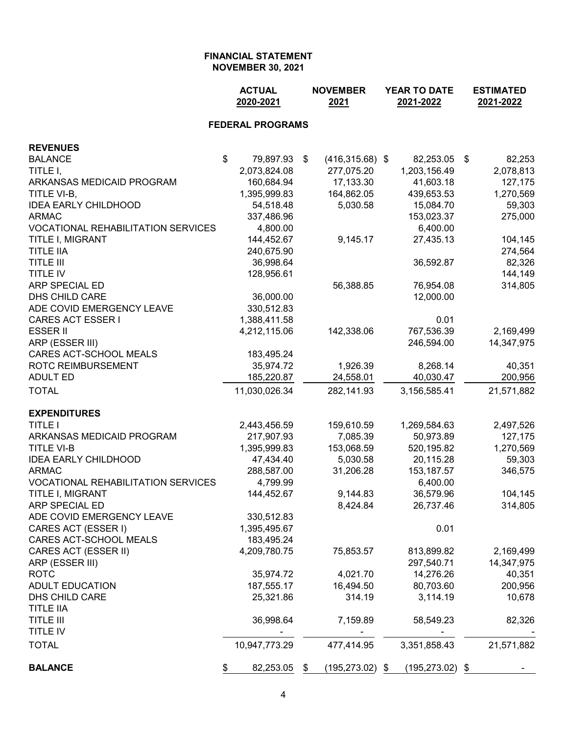**FINANCIAL STATEMENT**
**NOVEMBER 30, 2021**

| | ACTUAL 2020-2021 | NOVEMBER 2021 | YEAR TO DATE 2021-2022 | ESTIMATED 2021-2022 |
|---|---|---|---|---|
| **FEDERAL PROGRAMS** | | | | |
| **REVENUES** | | | | |
| BALANCE | $ 79,897.93 | $ (416,315.68) | $ 82,253.05 | $ 82,253 |
| TITLE I, | 2,073,824.08 | 277,075.20 | 1,203,156.49 | 2,078,813 |
| ARKANSAS MEDICAID PROGRAM | 160,684.94 | 17,133.30 | 41,603.18 | 127,175 |
| TITLE VI-B, | 1,395,999.83 | 164,862.05 | 439,653.53 | 1,270,569 |
| IDEA EARLY CHILDHOOD | 54,518.48 | 5,030.58 | 15,084.70 | 59,303 |
| ARMAC | 337,486.96 | | 153,023.37 | 275,000 |
| VOCATIONAL REHABILITATION SERVICES | 4,800.00 | | 6,400.00 | |
| TITLE I, MIGRANT | 144,452.67 | 9,145.17 | 27,435.13 | 104,145 |
| TITLE IIA | 240,675.90 | | | 274,564 |
| TITLE III | 36,998.64 | | 36,592.87 | 82,326 |
| TITLE IV | 128,956.61 | | | 144,149 |
| ARP SPECIAL ED | | 56,388.85 | 76,954.08 | 314,805 |
| DHS CHILD CARE | 36,000.00 | | 12,000.00 | |
| ADE COVID EMERGENCY LEAVE | 330,512.83 | | | |
| CARES ACT ESSER I | 1,388,411.58 | | 0.01 | |
| ESSER II | 4,212,115.06 | 142,338.06 | 767,536.39 | 2,169,499 |
| ARP (ESSER III) | | | 246,594.00 | 14,347,975 |
| CARES ACT-SCHOOL MEALS | 183,495.24 | | | |
| ROTC REIMBURSEMENT | 35,974.72 | 1,926.39 | 8,268.14 | 40,351 |
| ADULT ED | 185,220.87 | 24,558.01 | 40,030.47 | 200,956 |
| TOTAL | 11,030,026.34 | 282,141.93 | 3,156,585.41 | 21,571,882 |
| **EXPENDITURES** | | | | |
| TITLE I | 2,443,456.59 | 159,610.59 | 1,269,584.63 | 2,497,526 |
| ARKANSAS MEDICAID PROGRAM | 217,907.93 | 7,085.39 | 50,973.89 | 127,175 |
| TITLE VI-B | 1,395,999.83 | 153,068.59 | 520,195.82 | 1,270,569 |
| IDEA EARLY CHILDHOOD | 47,434.40 | 5,030.58 | 20,115.28 | 59,303 |
| ARMAC | 288,587.00 | 31,206.28 | 153,187.57 | 346,575 |
| VOCATIONAL REHABILITATION SERVICES | 4,799.99 | | 6,400.00 | |
| TITLE I, MIGRANT | 144,452.67 | 9,144.83 | 36,579.96 | 104,145 |
| ARP SPECIAL ED | | 8,424.84 | 26,737.46 | 314,805 |
| ADE COVID EMERGENCY LEAVE | 330,512.83 | | | |
| CARES ACT (ESSER I) | 1,395,495.67 | | 0.01 | |
| CARES ACT-SCHOOL MEALS | 183,495.24 | | | |
| CARES ACT (ESSER II) | 4,209,780.75 | 75,853.57 | 813,899.82 | 2,169,499 |
| ARP (ESSER III) | | | 297,540.71 | 14,347,975 |
| ROTC | 35,974.72 | 4,021.70 | 14,276.26 | 40,351 |
| ADULT EDUCATION | 187,555.17 | 16,494.50 | 80,703.60 | 200,956 |
| DHS CHILD CARE | 25,321.86 | 314.19 | 3,114.19 | 10,678 |
| TITLE IIA | | | | |
| TITLE III | 36,998.64 | 7,159.89 | 58,549.23 | 82,326 |
| TITLE IV | - | - | - | - |
| TOTAL | 10,947,773.29 | 477,414.95 | 3,351,858.43 | 21,571,882 |
| **BALANCE** | $ 82,253.05 | $ (195,273.02) | $ (195,273.02) | $ - |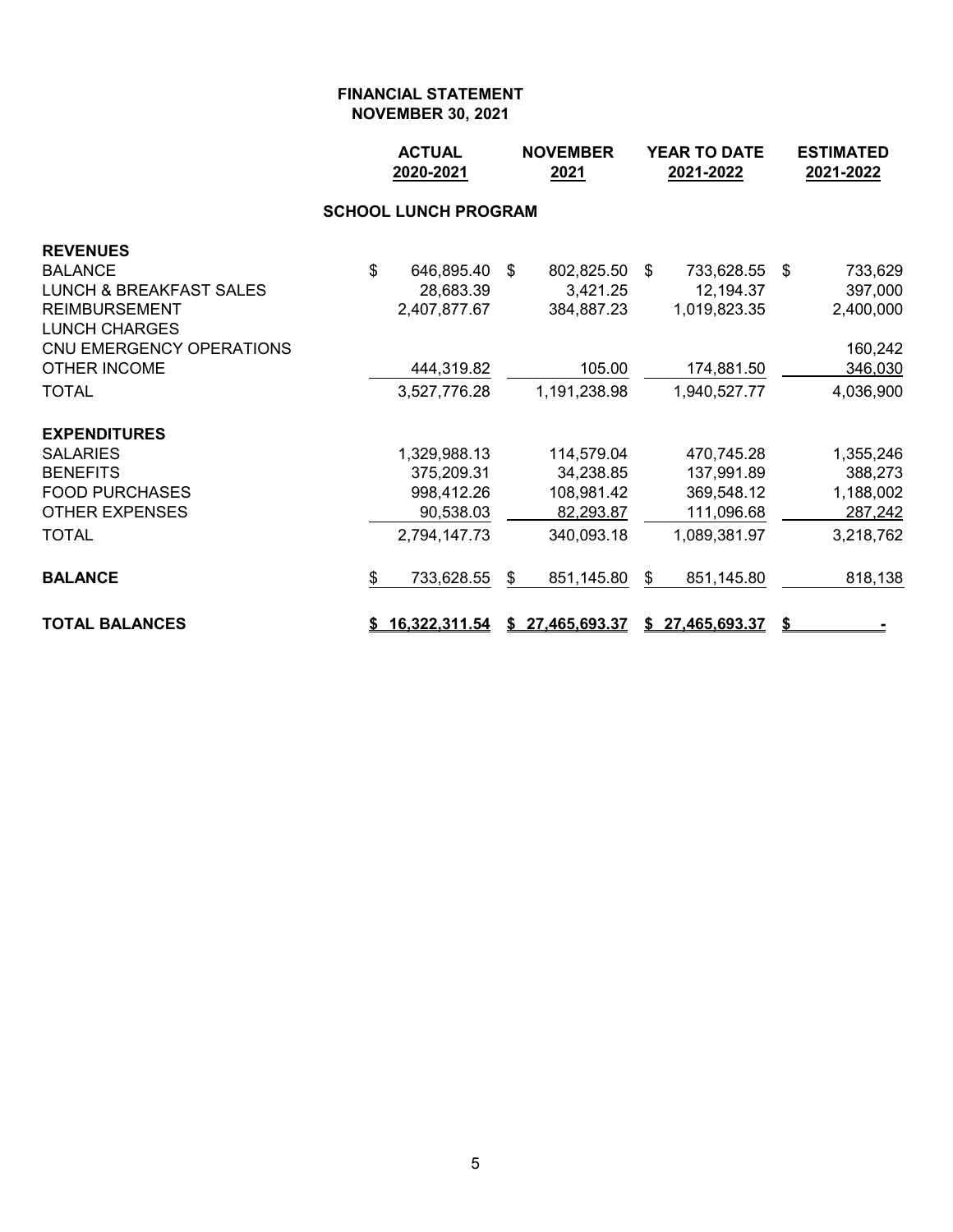**FINANCIAL STATEMENT**
**NOVEMBER 30, 2021**

| | ACTUAL 2020-2021 | NOVEMBER 2021 | YEAR TO DATE 2021-2022 | ESTIMATED 2021-2022 |
|---|---|---|---|---|
| **SCHOOL LUNCH PROGRAM** | | | | |
| **REVENUES** | | | | |
| BALANCE | $ 646,895.40 | $ 802,825.50 | $ 733,628.55 | $ 733,629 |
| LUNCH & BREAKFAST SALES | 28,683.39 | 3,421.25 | 12,194.37 | 397,000 |
| REIMBURSEMENT | 2,407,877.67 | 384,887.23 | 1,019,823.35 | 2,400,000 |
| LUNCH CHARGES | | | | |
| CNU EMERGENCY OPERATIONS | | | | 160,242 |
| OTHER INCOME | 444,319.82 | 105.00 | 174,881.50 | 346,030 |
| TOTAL | 3,527,776.28 | 1,191,238.98 | 1,940,527.77 | 4,036,900 |
| **EXPENDITURES** | | | | |
| SALARIES | 1,329,988.13 | 114,579.04 | 470,745.28 | 1,355,246 |
| BENEFITS | 375,209.31 | 34,238.85 | 137,991.89 | 388,273 |
| FOOD PURCHASES | 998,412.26 | 108,981.42 | 369,548.12 | 1,188,002 |
| OTHER EXPENSES | 90,538.03 | 82,293.87 | 111,096.68 | 287,242 |
| TOTAL | 2,794,147.73 | 340,093.18 | 1,089,381.97 | 3,218,762 |
| **BALANCE** | $ 733,628.55 | $ 851,145.80 | $ 851,145.80 | 818,138 |
| **TOTAL BALANCES** | **$ 16,322,311.54** | **$ 27,465,693.37** | **$ 27,465,693.37** | **$ -** |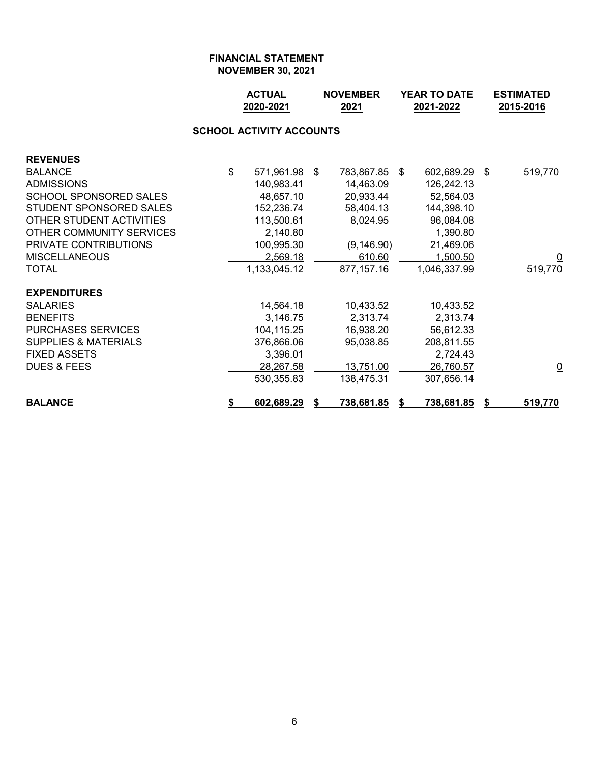**FINANCIAL STATEMENT**
**NOVEMBER 30, 2021**

| | ACTUAL 2020-2021 | NOVEMBER 2021 | YEAR TO DATE 2021-2022 | ESTIMATED 2015-2016 |
|---|---|---|---|---|
| **SCHOOL ACTIVITY ACCOUNTS** | | | | |
| **REVENUES** | | | | |
| BALANCE | $ 571,961.98 | $ 783,867.85 | $ 602,689.29 | $ 519,770 |
| ADMISSIONS | 140,983.41 | 14,463.09 | 126,242.13 | |
| SCHOOL SPONSORED SALES | 48,657.10 | 20,933.44 | 52,564.03 | |
| STUDENT SPONSORED SALES | 152,236.74 | 58,404.13 | 144,398.10 | |
| OTHER STUDENT ACTIVITIES | 113,500.61 | 8,024.95 | 96,084.08 | |
| OTHER COMMUNITY SERVICES | 2,140.80 | | 1,390.80 | |
| PRIVATE CONTRIBUTIONS | 100,995.30 | (9,146.90) | 21,469.06 | |
| MISCELLANEOUS | 2,569.18 | 610.60 | 1,500.50 | 0 |
| TOTAL | 1,133,045.12 | 877,157.16 | 1,046,337.99 | 519,770 |
| **EXPENDITURES** | | | | |
| SALARIES | 14,564.18 | 10,433.52 | 10,433.52 | |
| BENEFITS | 3,146.75 | 2,313.74 | 2,313.74 | |
| PURCHASES SERVICES | 104,115.25 | 16,938.20 | 56,612.33 | |
| SUPPLIES & MATERIALS | 376,866.06 | 95,038.85 | 208,811.55 | |
| FIXED ASSETS | 3,396.01 | | 2,724.43 | |
| DUES & FEES | 28,267.58 | 13,751.00 | 26,760.57 | 0 |
| | 530,355.83 | 138,475.31 | 307,656.14 | |
| **BALANCE** | **$ 602,689.29** | **$ 738,681.85** | **$ 738,681.85** | **$ 519,770** |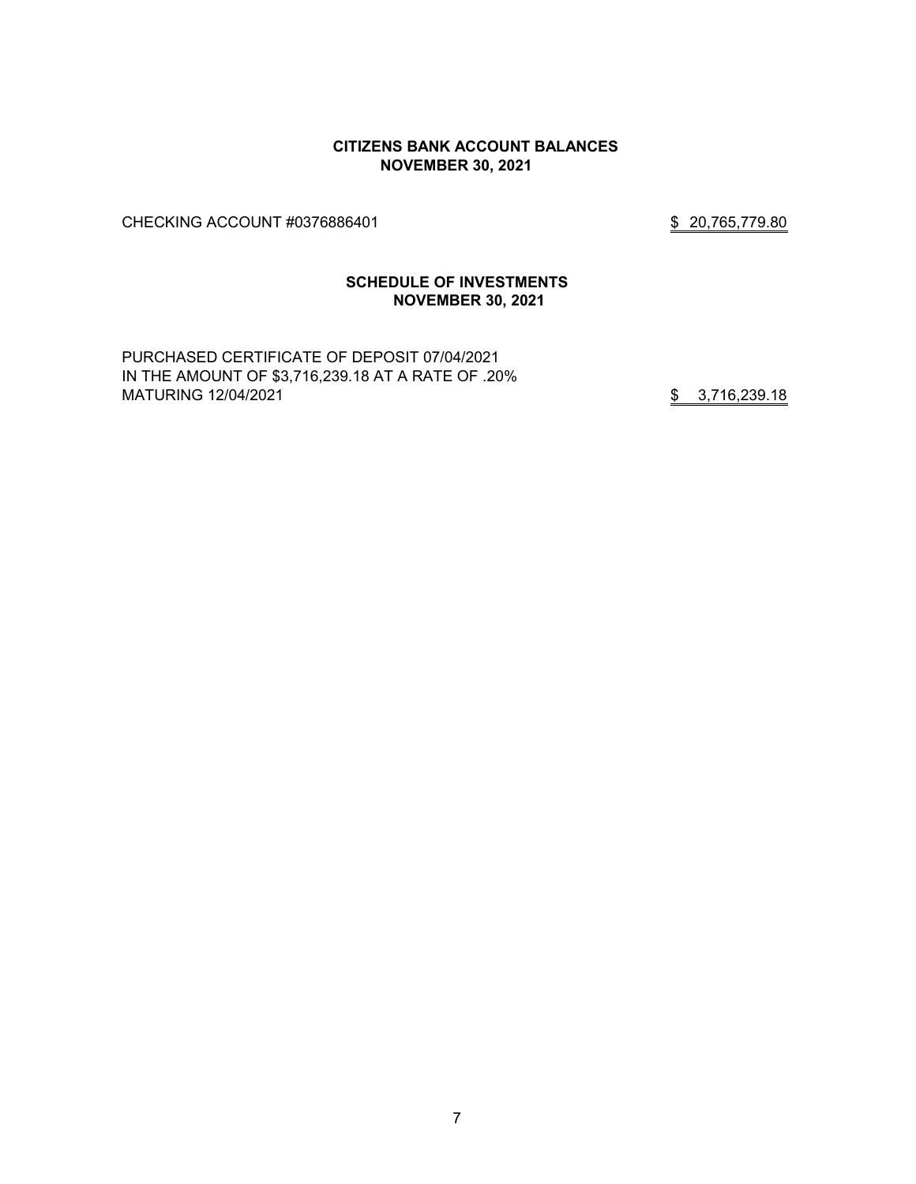**CITIZENS BANK ACCOUNT BALANCES**
**NOVEMBER 30, 2021**

| | |
|---|---|
| CHECKING ACCOUNT #0376886401 | $ 20,765,779.80 |

**SCHEDULE OF INVESTMENTS**
**NOVEMBER 30, 2021**

| | |
|---|---|
| PURCHASED CERTIFICATE OF DEPOSIT 07/04/2021<br>IN THE AMOUNT OF $3,716,239.18 AT A RATE OF .20%<br>MATURING 12/04/2021 | $ 3,716,239.18 |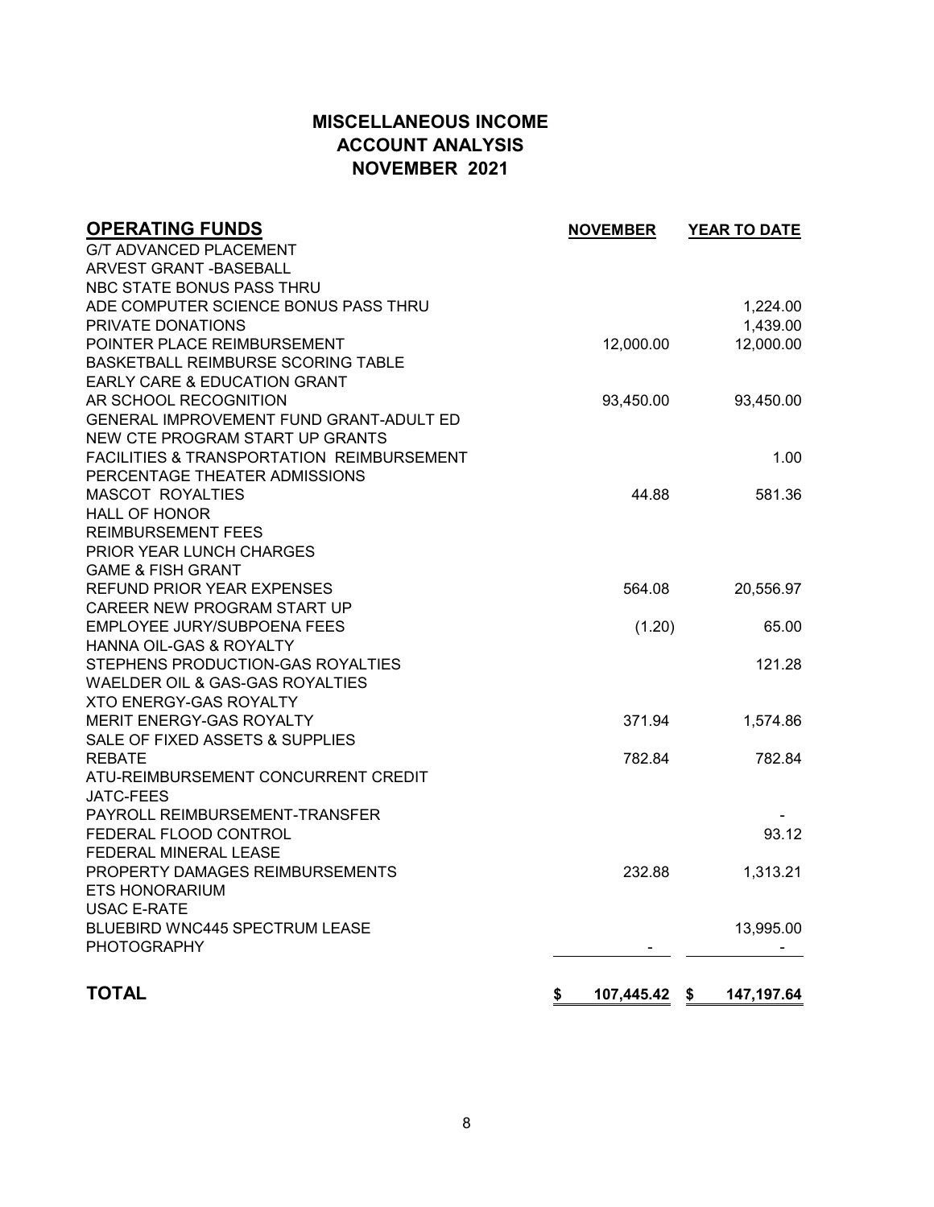# MISCELLANEOUS INCOME
## ACCOUNT ANALYSIS
## NOVEMBER 2021

| OPERATING FUNDS | NOVEMBER | YEAR TO DATE |
|---|---|---|
| G/T ADVANCED PLACEMENT | | |
| ARVEST GRANT -BASEBALL | | |
| NBC STATE BONUS PASS THRU | | |
| ADE COMPUTER SCIENCE BONUS PASS THRU | | 1,224.00 |
| PRIVATE DONATIONS | | 1,439.00 |
| POINTER PLACE REIMBURSEMENT | 12,000.00 | 12,000.00 |
| BASKETBALL REIMBURSE SCORING TABLE | | |
| EARLY CARE & EDUCATION GRANT | | |
| AR SCHOOL RECOGNITION | 93,450.00 | 93,450.00 |
| GENERAL IMPROVEMENT FUND GRANT-ADULT ED | | |
| NEW CTE PROGRAM START UP GRANTS | | |
| FACILITIES & TRANSPORTATION REIMBURSEMENT | | 1.00 |
| PERCENTAGE THEATER ADMISSIONS | | |
| MASCOT ROYALTIES | 44.88 | 581.36 |
| HALL OF HONOR | | |
| REIMBURSEMENT FEES | | |
| PRIOR YEAR LUNCH CHARGES | | |
| GAME & FISH GRANT | | |
| REFUND PRIOR YEAR EXPENSES | 564.08 | 20,556.97 |
| CAREER NEW PROGRAM START UP | | |
| EMPLOYEE JURY/SUBPOENA FEES | (1.20) | 65.00 |
| HANNA OIL-GAS & ROYALTY | | |
| STEPHENS PRODUCTION-GAS ROYALTIES | | 121.28 |
| WAELDER OIL & GAS-GAS ROYALTIES | | |
| XTO ENERGY-GAS ROYALTY | | |
| MERIT ENERGY-GAS ROYALTY | 371.94 | 1,574.86 |
| SALE OF FIXED ASSETS & SUPPLIES | | |
| REBATE | 782.84 | 782.84 |
| ATU-REIMBURSEMENT CONCURRENT CREDIT | | |
| JATC-FEES | | |
| PAYROLL REIMBURSEMENT-TRANSFER | | - |
| FEDERAL FLOOD CONTROL | | 93.12 |
| FEDERAL MINERAL LEASE | | |
| PROPERTY DAMAGES REIMBURSEMENTS | 232.88 | 1,313.21 |
| ETS HONORARIUM | | |
| USAC E-RATE | | |
| BLUEBIRD WNC445 SPECTRUM LEASE | | 13,995.00 |
| PHOTOGRAPHY | - | - |
| **TOTAL** | **$ 107,445.42** | **$ 147,197.64** |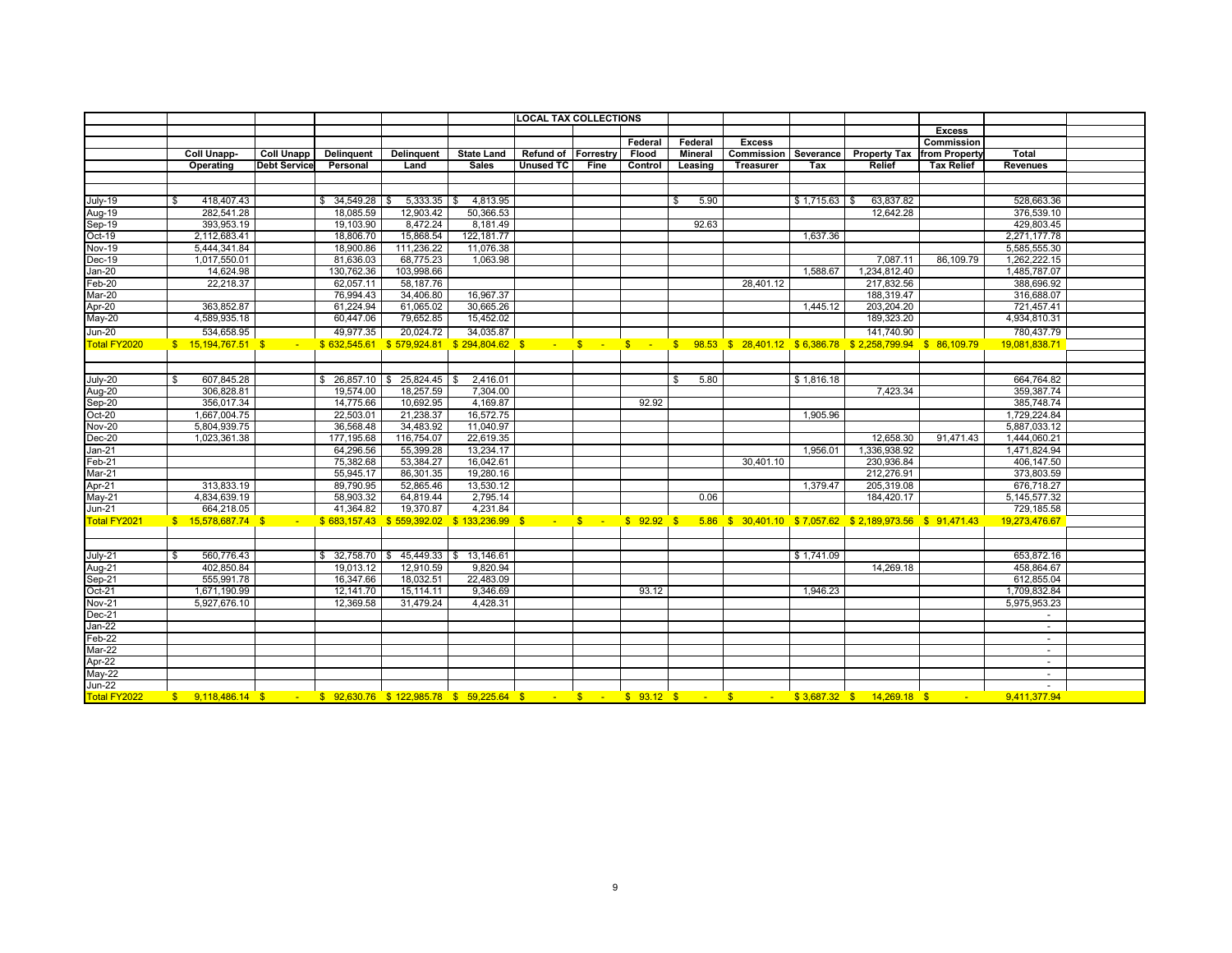| | | | | | | LOCAL TAX COLLECTIONS | | | | | | | | |
|---|---|---|---|---|---|---|---|---|---|---|---|---|---|---|
| | Coll Unapp-Operating | Coll Unapp Debt Service | Delinquent Personal | Delinquent Land | State Land Sales | Refund of Unused TC | Forrestry Fine | Federal Flood Control | Federal Mineral Leasing | Excess Commission Treasurer | Severance Tax | Property Tax Relief | Excess Commission from Property Tax Relief | Total Revenues |
| July-19 | $ 418,407.43 | | $ 34,549.28 | $ 5,333.35 | $ 4,813.95 | | | | $ 5.90 | | $ 1,715.63 | $ 63,837.82 | | 528,663.36 |
| Aug-19 | 282,541.28 | | 18,085.59 | 12,903.42 | 50,366.53 | | | | | | | 12,642.28 | | 376,539.10 |
| Sep-19 | 393,953.19 | | 19,103.90 | 8,472.24 | 8,181.49 | | | | 92.63 | | | | | 429,803.45 |
| Oct-19 | 2,112,683.41 | | 18,806.70 | 15,868.54 | 122,181.77 | | | | | | 1,637.36 | | | 2,271,177.78 |
| Nov-19 | 5,444,341.84 | | 18,900.86 | 111,236.22 | 11,076.38 | | | | | | | | | 5,585,555.30 |
| Dec-19 | 1,017,550.01 | | 81,636.03 | 68,775.23 | 1,063.98 | | | | | | | 7,087.11 | 86,109.79 | 1,262,222.15 |
| Jan-20 | 14,624.98 | | 130,762.36 | 103,998.66 | | | | | | | 1,588.67 | 1,234,812.40 | | 1,485,787.07 |
| Feb-20 | 22,218.37 | | 62,057.11 | 58,187.76 | | | | | | 28,401.12 | | 217,832.56 | | 388,696.92 |
| Mar-20 | | | 76,994.43 | 34,406.80 | 16,967.37 | | | | | | | 188,319.47 | | 316,688.07 |
| Apr-20 | 363,852.87 | | 61,224.94 | 61,065.02 | 30,665.26 | | | | | | 1,445.12 | 203,204.20 | | 721,457.41 |
| May-20 | 4,589,935.18 | | 60,447.06 | 79,652.85 | 15,452.02 | | | | | | | 189,323.20 | | 4,934,810.31 |
| Jun-20 | 534,658.95 | | 49,977.35 | 20,024.72 | 34,035.87 | | | | | | | 141,740.90 | | 780,437.79 |
| Total FY2020 | $ 15,194,767.51 | $ - | $ 632,545.61 | $ 579,924.81 | $ 294,804.62 | $ - | $ - | $ - | $ 98.53 | $ 28,401.12 | $ 6,386.78 | $ 2,258,799.94 | $ 86,109.79 | 19,081,838.71 |
| July-20 | $ 607,845.28 | | $ 26,857.10 | $ 25,824.45 | $ 2,416.01 | | | | $ 5.80 | | $ 1,816.18 | | | 664,764.82 |
| Aug-20 | 306,828.81 | | 19,574.00 | 18,257.59 | 7,304.00 | | | | | | | 7,423.34 | | 359,387.74 |
| Sep-20 | 356,017.34 | | 14,775.66 | 10,692.95 | 4,169.87 | | | 92.92 | | | | | | 385,748.74 |
| Oct-20 | 1,667,004.75 | | 22,503.01 | 21,238.37 | 16,572.75 | | | | | | 1,905.96 | | | 1,729,224.84 |
| Nov-20 | 5,804,939.75 | | 36,568.48 | 34,483.92 | 11,040.97 | | | | | | | | | 5,887,033.12 |
| Dec-20 | 1,023,361.38 | | 177,195.68 | 116,754.07 | 22,619.35 | | | | | | | 12,658.30 | 91,471.43 | 1,444,060.21 |
| Jan-21 | | | 64,296.56 | 55,399.28 | 13,234.17 | | | | | | 1,956.01 | 1,336,938.92 | | 1,471,824.94 |
| Feb-21 | | | 75,382.68 | 53,384.27 | 16,042.61 | | | | | 30,401.10 | | 230,936.84 | | 406,147.50 |
| Mar-21 | | | 55,945.17 | 86,301.35 | 19,280.16 | | | | | | | 212,276.91 | | 373,803.59 |
| Apr-21 | 313,833.19 | | 89,790.95 | 52,865.46 | 13,530.12 | | | | | | 1,379.47 | 205,319.08 | | 676,718.27 |
| May-21 | 4,834,639.19 | | 58,903.32 | 64,819.44 | 2,795.14 | | | | 0.06 | | | 184,420.17 | | 5,145,577.32 |
| Jun-21 | 664,218.05 | | 41,364.82 | 19,370.87 | 4,231.84 | | | | | | | | | 729,185.58 |
| Total FY2021 | $ 15,578,687.74 | $ - | $ 683,157.43 | $ 559,392.02 | $ 133,236.99 | $ - | $ - | $ 92.92 | $ 5.86 | $ 30,401.10 | $ 7,057.62 | $ 2,189,973.56 | $ 91,471.43 | 19,273,476.67 |
| July-21 | $ 560,776.43 | | $ 32,758.70 | $ 45,449.33 | $ 13,146.61 | | | | | | $ 1,741.09 | | | 653,872.16 |
| Aug-21 | 402,850.84 | | 19,013.12 | 12,910.59 | 9,820.94 | | | | | | | 14,269.18 | | 458,864.67 |
| Sep-21 | 555,991.78 | | 16,347.66 | 18,032.51 | 22,483.09 | | | | | | | | | 612,855.04 |
| Oct-21 | 1,671,190.99 | | 12,141.70 | 15,114.11 | 9,346.69 | | | 93.12 | | | 1,946.23 | | | 1,709,832.84 |
| Nov-21 | 5,927,676.10 | | 12,369.58 | 31,479.24 | 4,428.31 | | | | | | | | | 5,975,953.23 |
| Dec-21 | | | | | | | | | | | | | | - |
| Jan-22 | | | | | | | | | | | | | | - |
| Feb-22 | | | | | | | | | | | | | | - |
| Mar-22 | | | | | | | | | | | | | | - |
| Apr-22 | | | | | | | | | | | | | | - |
| May-22 | | | | | | | | | | | | | | - |
| Jun-22 | | | | | | | | | | | | | | - |
| Total FY2022 | $ 9,118,486.14 | $ - | $ 92,630.76 | $ 122,985.78 | $ 59,225.64 | $ - | $ - | $ 93.12 | $ - | $ - | $ 3,687.32 | $ 14,269.18 | $ - | 9,411,377.94 |